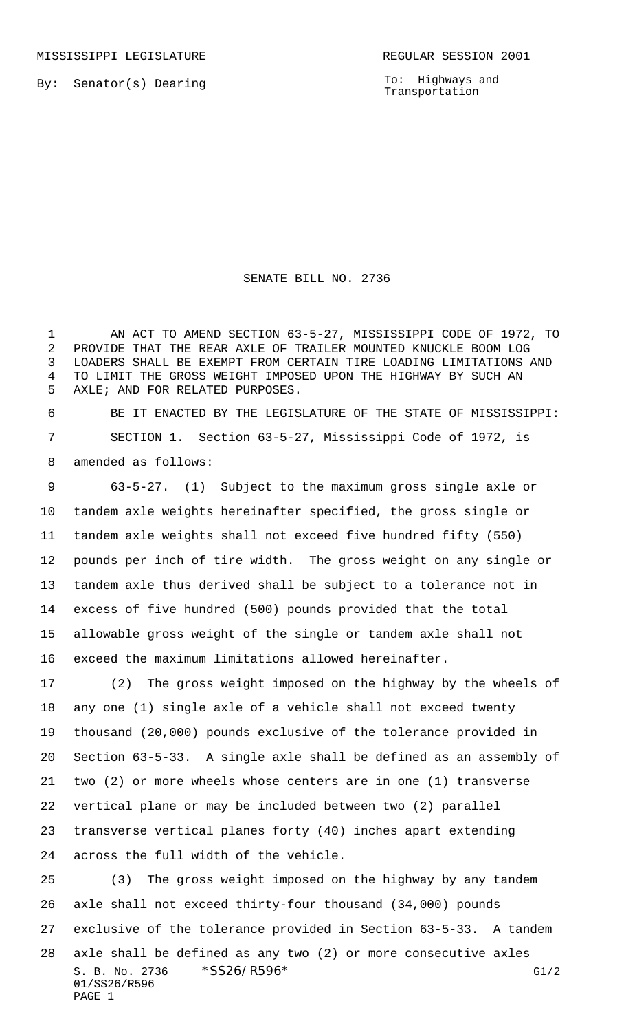MISSISSIPPI LEGISLATURE REGULAR SESSION 2001

By: Senator(s) Dearing

To: Highways and Transportation

# SENATE BILL NO. 2736

AN ACT TO AMEND SECTION 63-5-27, MISSISSIPPI CODE OF 1972, TO PROVIDE THAT THE REAR AXLE OF TRAILER MOUNTED KNUCKLE BOOM LOG LOADERS SHALL BE EXEMPT FROM CERTAIN TIRE LOADING LIMITATIONS AND TO LIMIT THE GROSS WEIGHT IMPOSED UPON THE HIGHWAY BY SUCH AN AXLE; AND FOR RELATED PURPOSES.

BE IT ENACTED BY THE LEGISLATURE OF THE STATE OF MISSISSIPPI:

SECTION 1. Section 63-5-27, Mississippi Code of 1972, is amended as follows:

63-5-27. (1) Subject to the maximum gross single axle or tandem axle weights hereinafter specified, the gross single or tandem axle weights shall not exceed five hundred fifty (550) pounds per inch of tire width. The gross weight on any single or tandem axle thus derived shall be subject to a tolerance not in excess of five hundred (500) pounds provided that the total allowable gross weight of the single or tandem axle shall not exceed the maximum limitations allowed hereinafter.

(2) The gross weight imposed on the highway by the wheels of any one (1) single axle of a vehicle shall not exceed twenty thousand (20,000) pounds exclusive of the tolerance provided in Section 63-5-33. A single axle shall be defined as an assembly of two (2) or more wheels whose centers are in one (1) transverse vertical plane or may be included between two (2) parallel transverse vertical planes forty (40) inches apart extending across the full width of the vehicle.

(3) The gross weight imposed on the highway by any tandem axle shall not exceed thirty-four thousand (34,000) pounds exclusive of the tolerance provided in Section 63-5-33. A tandem axle shall be defined as any two (2) or more consecutive axles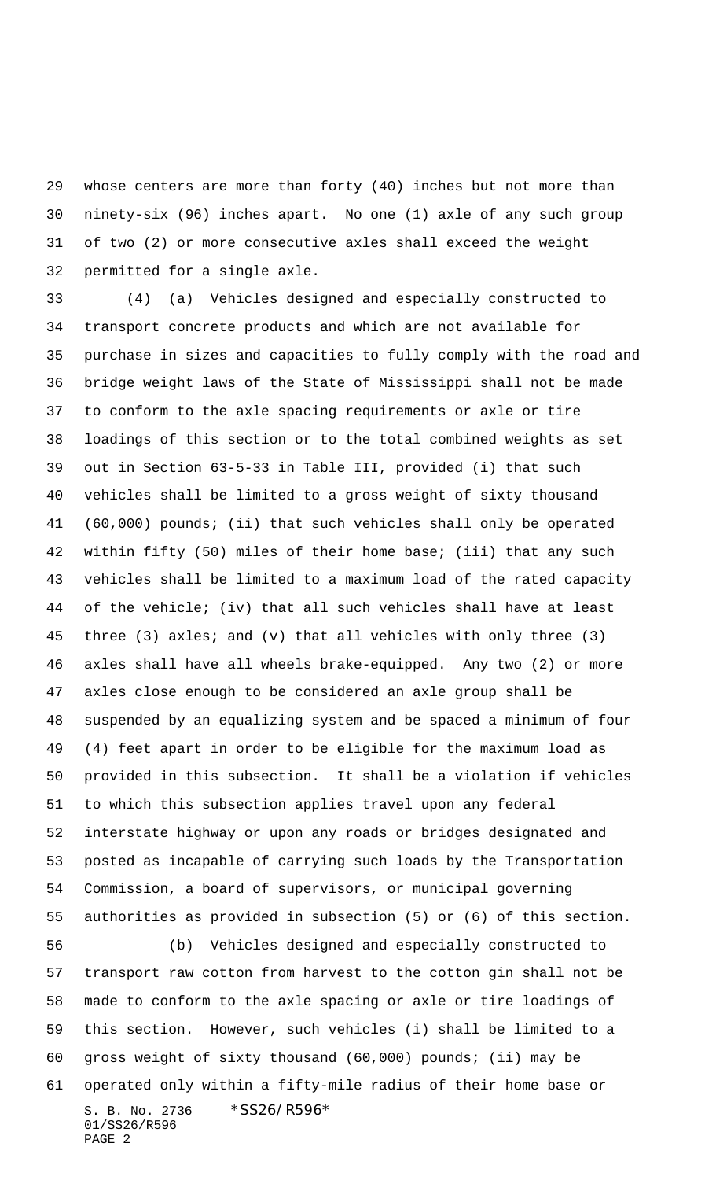whose centers are more than forty (40) inches but not more than ninety-six (96) inches apart. No one (1) axle of any such group of two (2) or more consecutive axles shall exceed the weight permitted for a single axle.

(4) (a) Vehicles designed and especially constructed to transport concrete products and which are not available for purchase in sizes and capacities to fully comply with the road and bridge weight laws of the State of Mississippi shall not be made to conform to the axle spacing requirements or axle or tire loadings of this section or to the total combined weights as set out in Section 63-5-33 in Table III, provided (i) that such vehicles shall be limited to a gross weight of sixty thousand (60,000) pounds; (ii) that such vehicles shall only be operated within fifty (50) miles of their home base; (iii) that any such vehicles shall be limited to a maximum load of the rated capacity of the vehicle; (iv) that all such vehicles shall have at least three (3) axles; and (v) that all vehicles with only three (3) axles shall have all wheels brake-equipped. Any two (2) or more axles close enough to be considered an axle group shall be suspended by an equalizing system and be spaced a minimum of four (4) feet apart in order to be eligible for the maximum load as provided in this subsection. It shall be a violation if vehicles to which this subsection applies travel upon any federal interstate highway or upon any roads or bridges designated and posted as incapable of carrying such loads by the Transportation Commission, a board of supervisors, or municipal governing authorities as provided in subsection (5) or (6) of this section.

(b) Vehicles designed and especially constructed to transport raw cotton from harvest to the cotton gin shall not be made to conform to the axle spacing or axle or tire loadings of this section. However, such vehicles (i) shall be limited to a gross weight of sixty thousand (60,000) pounds; (ii) may be operated only within a fifty-mile radius of their home base or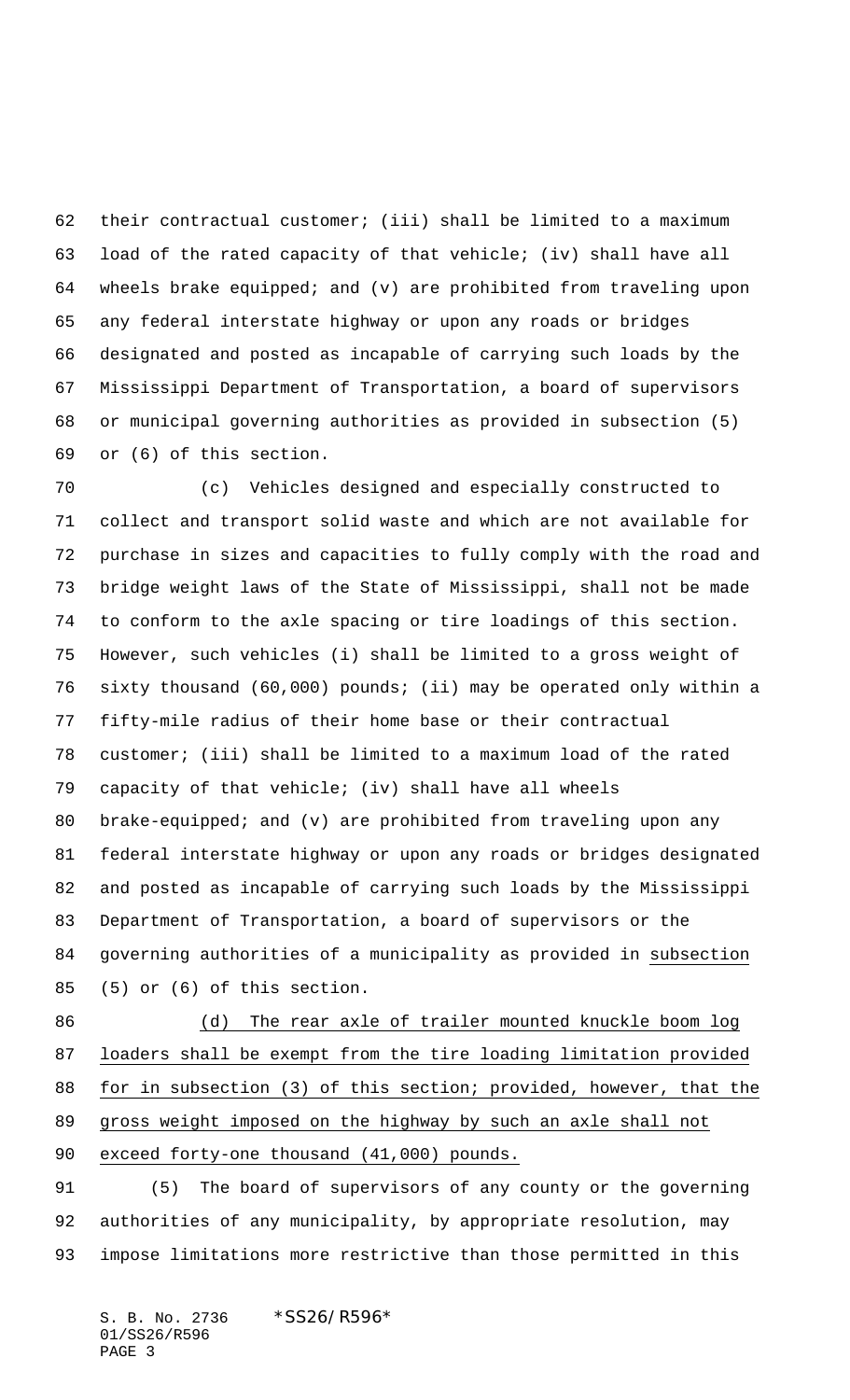their contractual customer; (iii) shall be limited to a maximum load of the rated capacity of that vehicle; (iv) shall have all wheels brake equipped; and (v) are prohibited from traveling upon any federal interstate highway or upon any roads or bridges designated and posted as incapable of carrying such loads by the Mississippi Department of Transportation, a board of supervisors or municipal governing authorities as provided in subsection (5) or (6) of this section.

(c) Vehicles designed and especially constructed to collect and transport solid waste and which are not available for purchase in sizes and capacities to fully comply with the road and bridge weight laws of the State of Mississippi, shall not be made to conform to the axle spacing or tire loadings of this section. However, such vehicles (i) shall be limited to a gross weight of sixty thousand (60,000) pounds; (ii) may be operated only within a fifty-mile radius of their home base or their contractual customer; (iii) shall be limited to a maximum load of the rated capacity of that vehicle; (iv) shall have all wheels brake-equipped; and (v) are prohibited from traveling upon any federal interstate highway or upon any roads or bridges designated and posted as incapable of carrying such loads by the Mississippi Department of Transportation, a board of supervisors or the governing authorities of a municipality as provided in <u>subsection</u> (5) or (6) of this section.

<u>(d) The rear axle of trailer mounted knuckle boom log loaders shall be exempt from the tire loading limitation provided for in subsection (3) of this section; provided, however, that the gross weight imposed on the highway by such an axle shall not exceed forty-one thousand (41,000) pounds.</u>

(5) The board of supervisors of any county or the governing authorities of any municipality, by appropriate resolution, may impose limitations more restrictive than those permitted in this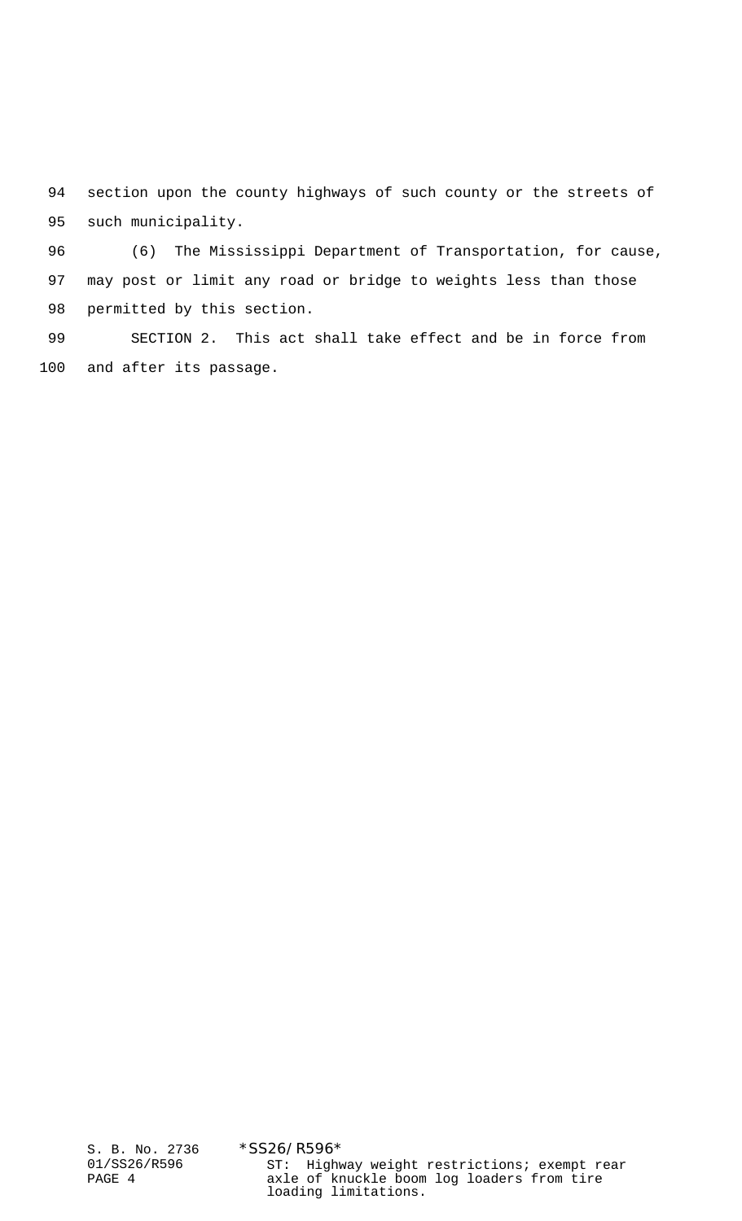section upon the county highways of such county or the streets of such municipality.

(6) The Mississippi Department of Transportation, for cause, may post or limit any road or bridge to weights less than those permitted by this section.

SECTION 2. This act shall take effect and be in force from and after its passage.